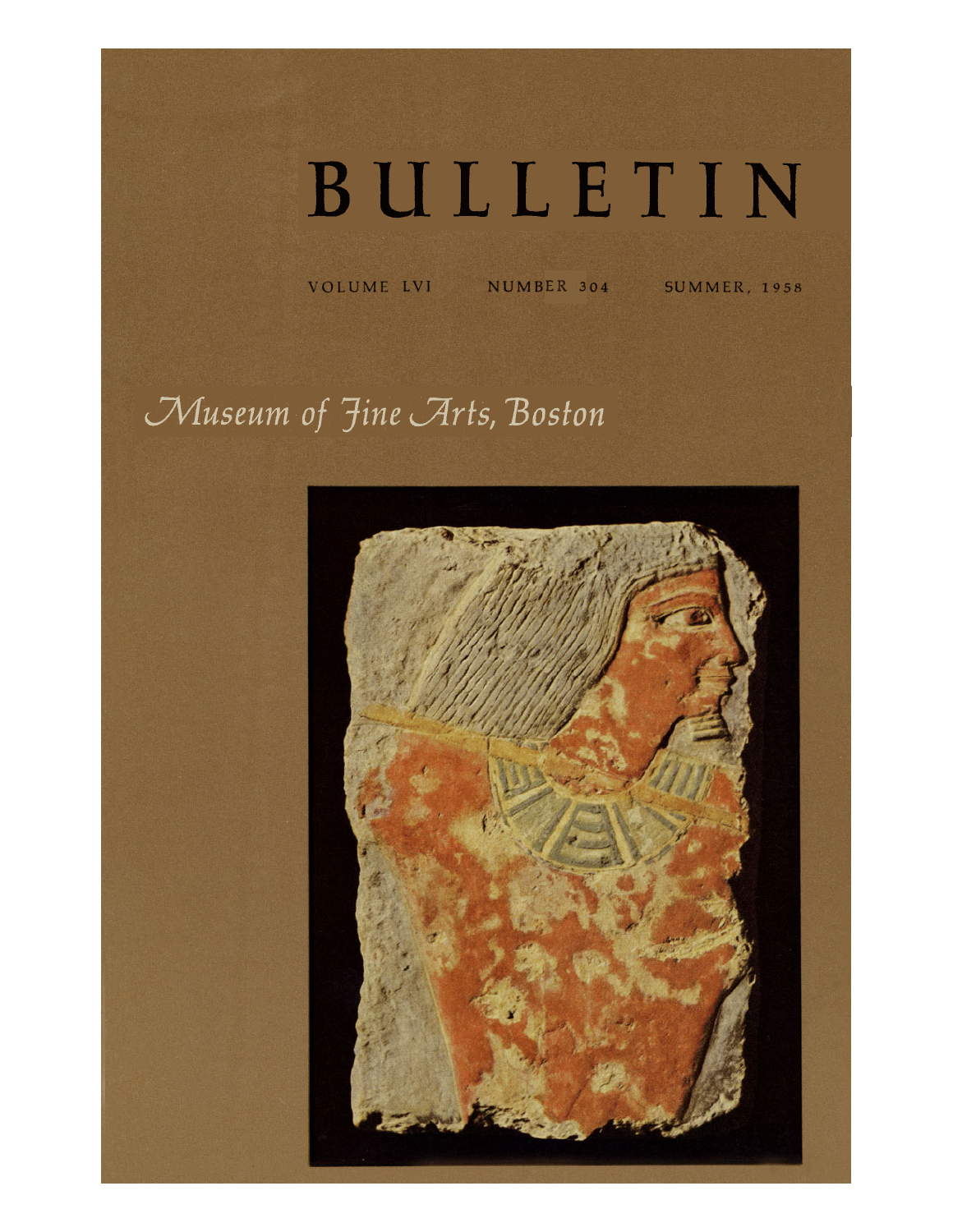# BULLETIN

VOLUME LVI NUMBER 304 SUMMER, 1958

*Museum of Fine Arts, Boston*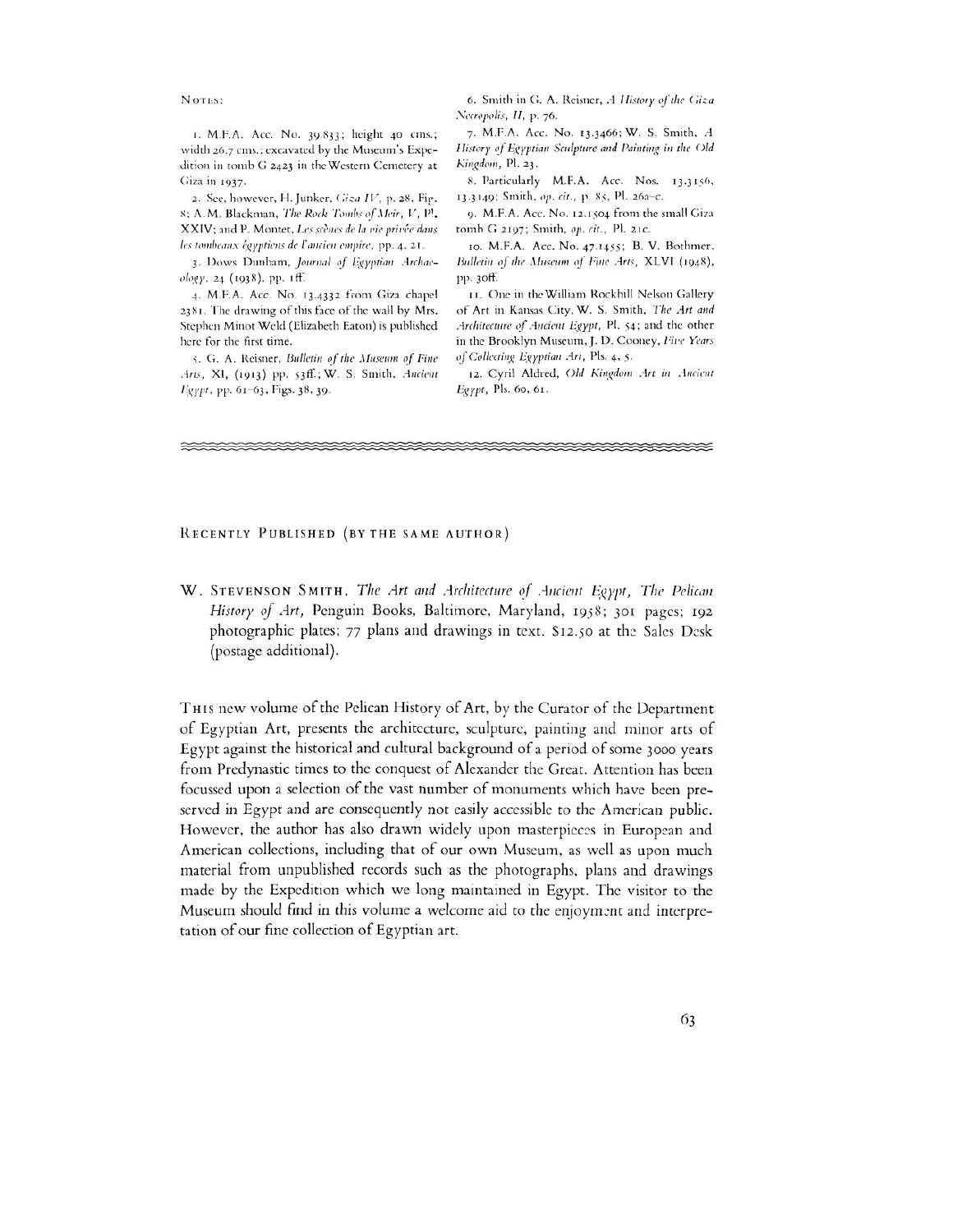NOTES:

1. M.F.A. Acc. No. 39.833; height 40 cms.; width 26.7 cms.; excavated by the Museum's Expedition in tomb G 2423 in the Western Cemetery at Giza in 1937.

2. See, however, H. Junker, *Giza IV*, p. 28, Fig. 8; A. M. Blackman, *The Rock Tombs of Meir, V*, Pl. XXIV; and P. Montet, *Les scènes de la vie privée dans les tombeaux égyptiens de l'ancien empire*, pp. 4, 21.

3. Dows Dunham, *Journal of Egyptian Archaeology*, 24 (1938), pp. 1ff.

4. M.F.A. Acc. No. 13.4332 from Giza chapel 2381. The drawing of this face of the wall by Mrs. Stephen Minot Weld (Elizabeth Eaton) is published here for the first time.

5. G. A. Reisner, *Bulletin of the Museum of Fine Arts*, XI, (1913) pp. 53ff.; W. S. Smith, *Ancient Egypt*, pp. 61–63, Figs. 38, 39.

6. Smith in G. A. Reisner, *A History of the Giza Necropolis, II*, p. 76.

7. M.F.A. Acc. No. 13.3466; W. S. Smith, *A History of Egyptian Sculpture and Painting in the Old Kingdom*, Pl. 23.

8. Particularly M.F.A. Acc. Nos. 13.3156, 13.3149; Smith, *op. cit.*, p. 85, Pl. 26a–c.

9. M.F.A. Acc. No. 12.1504 from the small Giza tomb G 2197; Smith, *op. cit.*, Pl. 21c.

10. M.F.A. Acc. No. 47.1455; B. V. Bothmer, *Bulletin of the Museum of Fine Arts*, XLVI (1948), pp. 30ff.

11. One in the William Rockhill Nelson Gallery of Art in Kansas City, W. S. Smith, *The Art and Architecture of Ancient Egypt*, Pl. 54; and the other in the Brooklyn Museum, J. D. Cooney, *Five Years of Collecting Egyptian Art*, Pls. 4, 5.

12. Cyril Aldred, *Old Kingdom Art in Ancient Egypt*, Pls. 60, 61.

## RECENTLY PUBLISHED (BY THE SAME AUTHOR)

W. STEVENSON SMITH, *The Art and Architecture of Ancient Egypt, The Pelican History of Art*, Penguin Books, Baltimore, Maryland, 1958; 301 pages; 192 photographic plates; 77 plans and drawings in text. $12.50 at the Sales Desk (postage additional).

THIS new volume of the Pelican History of Art, by the Curator of the Department of Egyptian Art, presents the architecture, sculpture, painting and minor arts of Egypt against the historical and cultural background of a period of some 3000 years from Predynastic times to the conquest of Alexander the Great. Attention has been focussed upon a selection of the vast number of monuments which have been preserved in Egypt and are consequently not easily accessible to the American public. However, the author has also drawn widely upon masterpieces in European and American collections, including that of our own Museum, as well as upon much material from unpublished records such as the photographs, plans and drawings made by the Expedition which we long maintained in Egypt. The visitor to the Museum should find in this volume a welcome aid to the enjoyment and interpretation of our fine collection of Egyptian art.